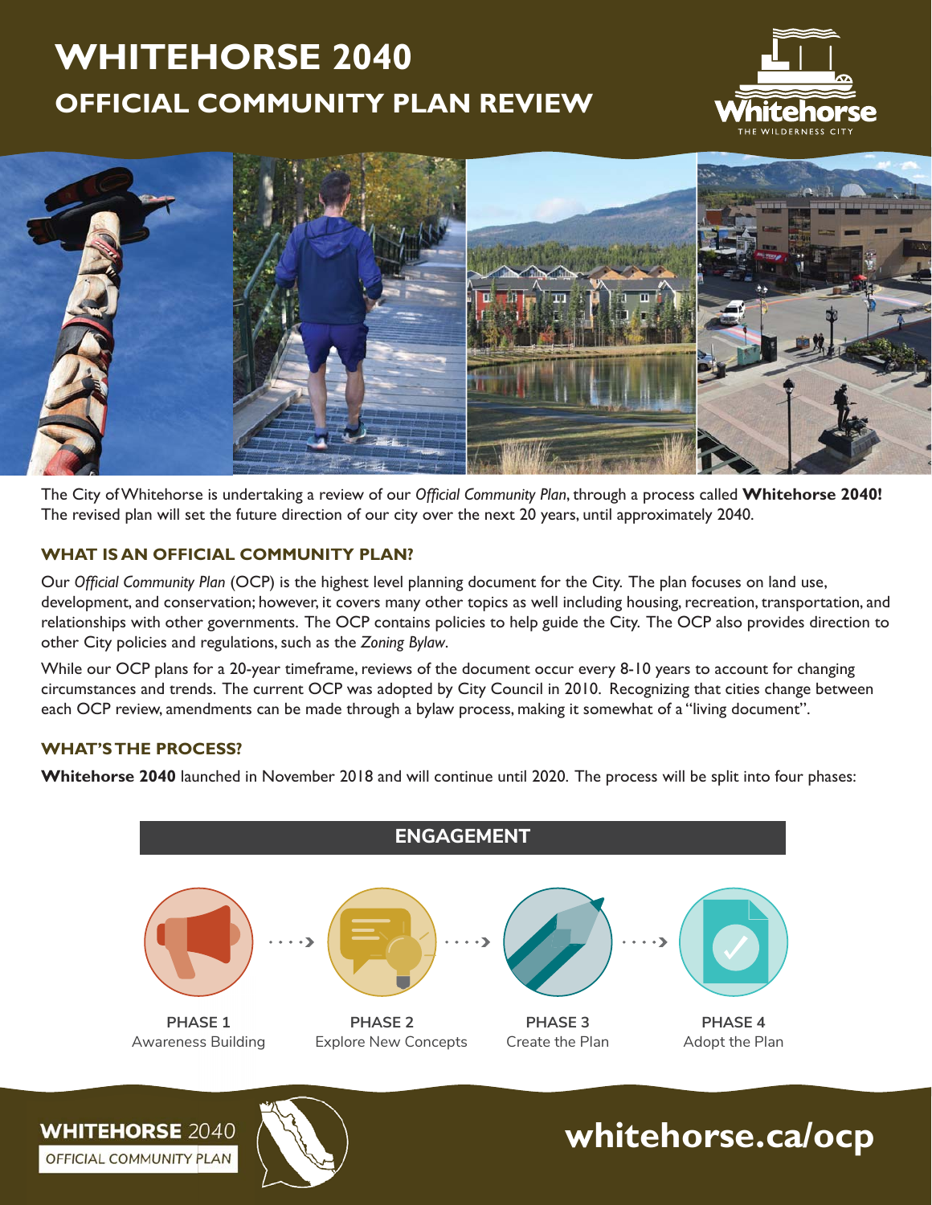# WHITEHORSE 2040

## OFFICIAL COMMUNITY PLAN REVIEW

The City of Whitehorse is undertaking a review of our *Official Community Plan*, through a process called **Whitehorse 2040!** The revised plan will set the future direction of our city over the next 20 years, until approximately 2040.

### WHAT IS AN OFFICIAL COMMUNITY PLAN?

Our *Official Community Plan* (OCP) is the highest level planning document for the City. The plan focuses on land use, development, and conservation; however, it covers many other topics as well including housing, recreation, transportation, and relationships with other governments. The OCP contains policies to help guide the City. The OCP also provides direction to other City policies and regulations, such as the *Zoning Bylaw*.

While our OCP plans for a 20-year timeframe, reviews of the document occur every 8-10 years to account for changing circumstances and trends. The current OCP was adopted by City Council in 2010. Recognizing that cities change between each OCP review, amendments can be made through a bylaw process, making it somewhat of a "living document".

### WHAT'S THE PROCESS?

**Whitehorse 2040** launched in November 2018 and will continue until 2020. The process will be split into four phases:

**ENGAGEMENT**

- **PHASE 1** Awareness Building
- **PHASE 2** Explore New Concepts
- **PHASE 3** Create the Plan
- **PHASE 4** Adopt the Plan

**WHITEHORSE** 2040
OFFICIAL COMMUNITY PLAN

**whitehorse.ca/ocp**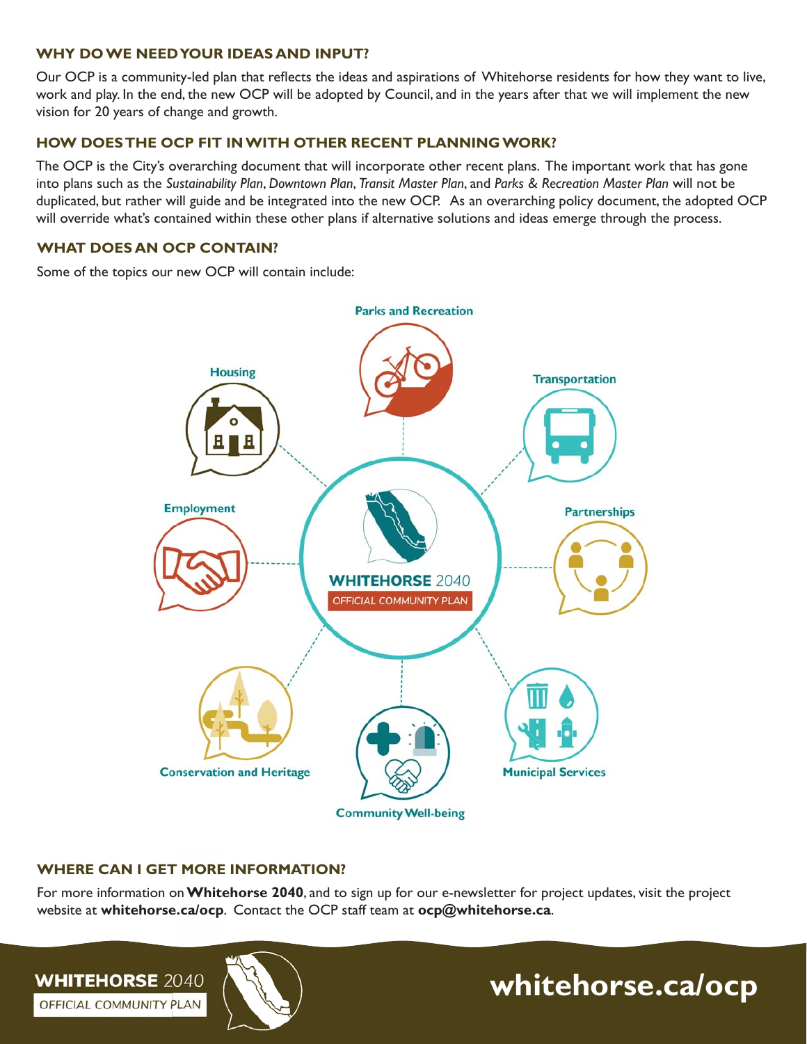## WHY DO WE NEED YOUR IDEAS AND INPUT?

Our OCP is a community-led plan that reflects the ideas and aspirations of Whitehorse residents for how they want to live, work and play. In the end, the new OCP will be adopted by Council, and in the years after that we will implement the new vision for 20 years of change and growth.

## HOW DOES THE OCP FIT IN WITH OTHER RECENT PLANNING WORK?

The OCP is the City's overarching document that will incorporate other recent plans. The important work that has gone into plans such as the *Sustainability Plan*, *Downtown Plan*, *Transit Master Plan*, and *Parks & Recreation Master Plan* will not be duplicated, but rather will guide and be integrated into the new OCP. As an overarching policy document, the adopted OCP will override what's contained within these other plans if alternative solutions and ideas emerge through the process.

## WHAT DOES AN OCP CONTAIN?

Some of the topics our new OCP will contain include:

Parks and Recreation

Housing

Transportation

Employment

WHITEHORSE 2040
OFFICIAL COMMUNITY PLAN

Partnerships

Conservation and Heritage

Municipal Services

Community Well-being

## WHERE CAN I GET MORE INFORMATION?

For more information on **Whitehorse 2040**, and to sign up for our e-newsletter for project updates, visit the project website at **whitehorse.ca/ocp**. Contact the OCP staff team at **ocp@whitehorse.ca**.

WHITEHORSE 2040
OFFICIAL COMMUNITY PLAN

**whitehorse.ca/ocp**